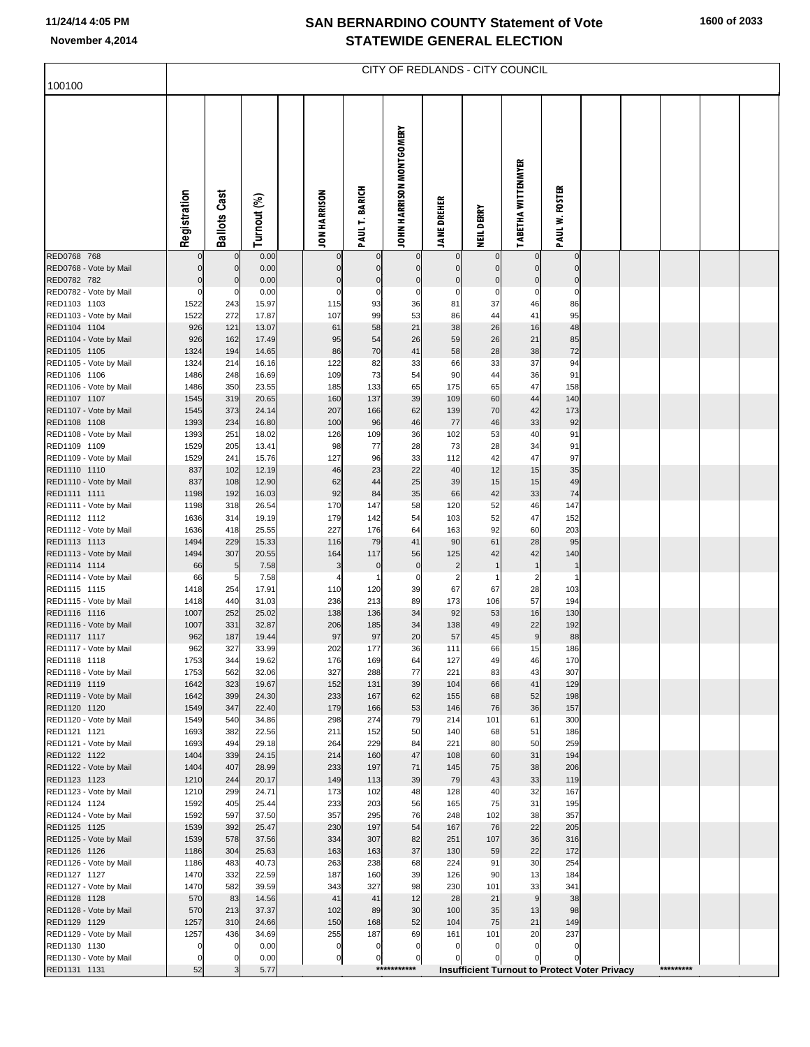# SAN BERNARDINO COUNTY Statement of Vote
## STATEWIDE GENERAL ELECTION

11/24/14 4:05 PM
November 4,2014

100100

CITY OF REDLANDS - CITY COUNCIL

| | Registration | Ballots Cast | Turnout (%) | | JON HARRISON | PAUL T. BARICH | JOHN HARRISON MONTGOMERY | JANE DREHER | NEIL DERRY | TABETHA WITTENMYER | PAUL W. FOSTER |
|---|---|---|---|---|---|---|---|---|---|---|---|
| RED0768 768 | 0 | 0 | 0.00 | | 0 | 0 | 0 | 0 | 0 | 0 | 0 |
| RED0768 - Vote by Mail | 0 | 0 | 0.00 | | 0 | 0 | 0 | 0 | 0 | 0 | 0 |
| RED0782 782 | 0 | 0 | 0.00 | | 0 | 0 | 0 | 0 | 0 | 0 | 0 |
| RED0782 - Vote by Mail | 0 | 0 | 0.00 | | 0 | 0 | 0 | 0 | 0 | 0 | 0 |
| RED1103 1103 | 1522 | 243 | 15.97 | | 115 | 93 | 36 | 81 | 37 | 46 | 86 |
| RED1103 - Vote by Mail | 1522 | 272 | 17.87 | | 107 | 99 | 53 | 86 | 44 | 41 | 95 |
| RED1104 1104 | 926 | 121 | 13.07 | | 61 | 58 | 21 | 38 | 26 | 16 | 48 |
| RED1104 - Vote by Mail | 926 | 162 | 17.49 | | 95 | 54 | 26 | 59 | 26 | 21 | 85 |
| RED1105 1105 | 1324 | 194 | 14.65 | | 86 | 70 | 41 | 58 | 28 | 38 | 72 |
| RED1105 - Vote by Mail | 1324 | 214 | 16.16 | | 122 | 82 | 33 | 66 | 33 | 37 | 94 |
| RED1106 1106 | 1486 | 248 | 16.69 | | 109 | 73 | 54 | 90 | 44 | 36 | 91 |
| RED1106 - Vote by Mail | 1486 | 350 | 23.55 | | 185 | 133 | 65 | 175 | 65 | 47 | 158 |
| RED1107 1107 | 1545 | 319 | 20.65 | | 160 | 137 | 39 | 109 | 60 | 44 | 140 |
| RED1107 - Vote by Mail | 1545 | 373 | 24.14 | | 207 | 166 | 62 | 139 | 70 | 42 | 173 |
| RED1108 1108 | 1393 | 234 | 16.80 | | 100 | 96 | 46 | 77 | 46 | 33 | 92 |
| RED1108 - Vote by Mail | 1393 | 251 | 18.02 | | 126 | 109 | 36 | 102 | 53 | 40 | 91 |
| RED1109 1109 | 1529 | 205 | 13.41 | | 98 | 77 | 28 | 73 | 28 | 34 | 91 |
| RED1109 - Vote by Mail | 1529 | 241 | 15.76 | | 127 | 96 | 33 | 112 | 42 | 47 | 97 |
| RED1110 1110 | 837 | 102 | 12.19 | | 46 | 23 | 22 | 40 | 12 | 15 | 35 |
| RED1110 - Vote by Mail | 837 | 108 | 12.90 | | 62 | 44 | 25 | 39 | 15 | 15 | 49 |
| RED1111 1111 | 1198 | 192 | 16.03 | | 92 | 84 | 35 | 66 | 42 | 33 | 74 |
| RED1111 - Vote by Mail | 1198 | 318 | 26.54 | | 170 | 147 | 58 | 120 | 52 | 46 | 147 |
| RED1112 1112 | 1636 | 314 | 19.19 | | 179 | 142 | 54 | 103 | 52 | 47 | 152 |
| RED1112 - Vote by Mail | 1636 | 418 | 25.55 | | 227 | 176 | 64 | 163 | 92 | 60 | 203 |
| RED1113 1113 | 1494 | 229 | 15.33 | | 116 | 79 | 41 | 90 | 61 | 28 | 95 |
| RED1113 - Vote by Mail | 1494 | 307 | 20.55 | | 164 | 117 | 56 | 125 | 42 | 42 | 140 |
| RED1114 1114 | 66 | 5 | 7.58 | | 3 | 0 | 0 | 2 | 1 | 1 | 1 |
| RED1114 - Vote by Mail | 66 | 5 | 7.58 | | 4 | 1 | 0 | 2 | 1 | 2 | 1 |
| RED1115 1115 | 1418 | 254 | 17.91 | | 110 | 120 | 39 | 67 | 67 | 28 | 103 |
| RED1115 - Vote by Mail | 1418 | 440 | 31.03 | | 236 | 213 | 89 | 173 | 106 | 57 | 194 |
| RED1116 1116 | 1007 | 252 | 25.02 | | 138 | 136 | 34 | 92 | 53 | 16 | 130 |
| RED1116 - Vote by Mail | 1007 | 331 | 32.87 | | 206 | 185 | 34 | 138 | 49 | 22 | 192 |
| RED1117 1117 | 962 | 187 | 19.44 | | 97 | 97 | 20 | 57 | 45 | 9 | 88 |
| RED1117 - Vote by Mail | 962 | 327 | 33.99 | | 202 | 177 | 36 | 111 | 66 | 15 | 186 |
| RED1118 1118 | 1753 | 344 | 19.62 | | 176 | 169 | 64 | 127 | 49 | 46 | 170 |
| RED1118 - Vote by Mail | 1753 | 562 | 32.06 | | 327 | 288 | 77 | 221 | 83 | 43 | 307 |
| RED1119 1119 | 1642 | 323 | 19.67 | | 152 | 131 | 39 | 104 | 66 | 41 | 129 |
| RED1119 - Vote by Mail | 1642 | 399 | 24.30 | | 233 | 167 | 62 | 155 | 68 | 52 | 198 |
| RED1120 1120 | 1549 | 347 | 22.40 | | 179 | 166 | 53 | 146 | 76 | 36 | 157 |
| RED1120 - Vote by Mail | 1549 | 540 | 34.86 | | 298 | 274 | 79 | 214 | 101 | 61 | 300 |
| RED1121 1121 | 1693 | 382 | 22.56 | | 211 | 152 | 50 | 140 | 68 | 51 | 186 |
| RED1121 - Vote by Mail | 1693 | 494 | 29.18 | | 264 | 229 | 84 | 221 | 80 | 50 | 259 |
| RED1122 1122 | 1404 | 339 | 24.15 | | 214 | 160 | 47 | 108 | 60 | 31 | 194 |
| RED1122 - Vote by Mail | 1404 | 407 | 28.99 | | 233 | 197 | 71 | 145 | 75 | 38 | 206 |
| RED1123 1123 | 1210 | 244 | 20.17 | | 149 | 113 | 39 | 79 | 43 | 33 | 119 |
| RED1123 - Vote by Mail | 1210 | 299 | 24.71 | | 173 | 102 | 48 | 128 | 40 | 32 | 167 |
| RED1124 1124 | 1592 | 405 | 25.44 | | 233 | 203 | 56 | 165 | 75 | 31 | 195 |
| RED1124 - Vote by Mail | 1592 | 597 | 37.50 | | 357 | 295 | 76 | 248 | 102 | 38 | 357 |
| RED1125 1125 | 1539 | 392 | 25.47 | | 230 | 197 | 54 | 167 | 76 | 22 | 205 |
| RED1125 - Vote by Mail | 1539 | 578 | 37.56 | | 334 | 307 | 82 | 251 | 107 | 36 | 316 |
| RED1126 1126 | 1186 | 304 | 25.63 | | 163 | 163 | 37 | 130 | 59 | 22 | 172 |
| RED1126 - Vote by Mail | 1186 | 483 | 40.73 | | 263 | 238 | 68 | 224 | 91 | 30 | 254 |
| RED1127 1127 | 1470 | 332 | 22.59 | | 187 | 160 | 39 | 126 | 90 | 13 | 184 |
| RED1127 - Vote by Mail | 1470 | 582 | 39.59 | | 343 | 327 | 98 | 230 | 101 | 33 | 341 |
| RED1128 1128 | 570 | 83 | 14.56 | | 41 | 41 | 12 | 28 | 21 | 9 | 38 |
| RED1128 - Vote by Mail | 570 | 213 | 37.37 | | 102 | 89 | 30 | 100 | 35 | 13 | 98 |
| RED1129 1129 | 1257 | 310 | 24.66 | | 150 | 168 | 52 | 104 | 75 | 21 | 149 |
| RED1129 - Vote by Mail | 1257 | 436 | 34.69 | | 255 | 187 | 69 | 161 | 101 | 20 | 237 |
| RED1130 1130 | 0 | 0 | 0.00 | | 0 | 0 | 0 | 0 | 0 | 0 | 0 |
| RED1130 - Vote by Mail | 0 | 0 | 0.00 | | 0 | 0 | 0 | 0 | 0 | 0 | 0 |
| RED1131 1131 | 52 | 3 | 5.77 | | | | *********** | Insufficient Turnout to Protect Voter Privacy | | | ********* |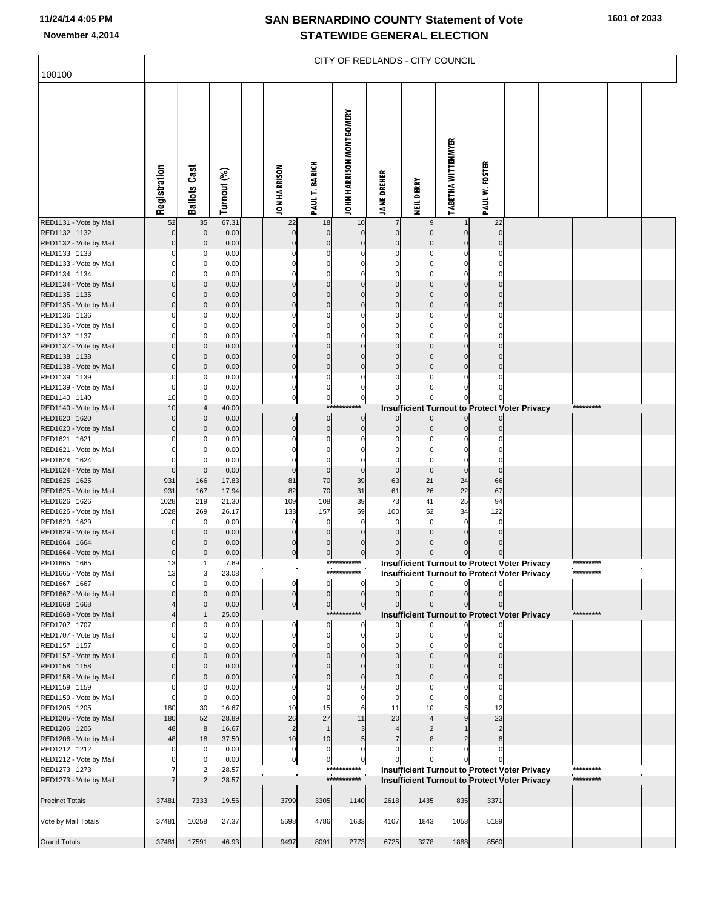# SAN BERNARDINO COUNTY Statement of Vote
# STATEWIDE GENERAL ELECTION

November 4,2014

100100

## CITY OF REDLANDS - CITY COUNCIL

| | Registration | Ballots Cast | Turnout (%) | | JON HARRISON | PAUL T. BARICH | JOHN HARRISON MONTGOMERY | JANE DREHER | NEIL DERRY | TABETHA WITTENMYER | PAUL W. FOSTER |
|---|---|---|---|---|---|---|---|---|---|---|---|
| RED1131 - Vote by Mail | 52 | 35 | 67.31 | | 22 | 18 | 10 | 7 | 9 | 1 | 22 |
| RED1132 1132 | 0 | 0 | 0.00 | | 0 | 0 | 0 | 0 | 0 | 0 | 0 |
| RED1132 - Vote by Mail | 0 | 0 | 0.00 | | 0 | 0 | 0 | 0 | 0 | 0 | 0 |
| RED1133 1133 | 0 | 0 | 0.00 | | 0 | 0 | 0 | 0 | 0 | 0 | 0 |
| RED1133 - Vote by Mail | 0 | 0 | 0.00 | | 0 | 0 | 0 | 0 | 0 | 0 | 0 |
| RED1134 1134 | 0 | 0 | 0.00 | | 0 | 0 | 0 | 0 | 0 | 0 | 0 |
| RED1134 - Vote by Mail | 0 | 0 | 0.00 | | 0 | 0 | 0 | 0 | 0 | 0 | 0 |
| RED1135 1135 | 0 | 0 | 0.00 | | 0 | 0 | 0 | 0 | 0 | 0 | 0 |
| RED1135 - Vote by Mail | 0 | 0 | 0.00 | | 0 | 0 | 0 | 0 | 0 | 0 | 0 |
| RED1136 1136 | 0 | 0 | 0.00 | | 0 | 0 | 0 | 0 | 0 | 0 | 0 |
| RED1136 - Vote by Mail | 0 | 0 | 0.00 | | 0 | 0 | 0 | 0 | 0 | 0 | 0 |
| RED1137 1137 | 0 | 0 | 0.00 | | 0 | 0 | 0 | 0 | 0 | 0 | 0 |
| RED1137 - Vote by Mail | 0 | 0 | 0.00 | | 0 | 0 | 0 | 0 | 0 | 0 | 0 |
| RED1138 1138 | 0 | 0 | 0.00 | | 0 | 0 | 0 | 0 | 0 | 0 | 0 |
| RED1138 - Vote by Mail | 0 | 0 | 0.00 | | 0 | 0 | 0 | 0 | 0 | 0 | 0 |
| RED1139 1139 | 0 | 0 | 0.00 | | 0 | 0 | 0 | 0 | 0 | 0 | 0 |
| RED1139 - Vote by Mail | 0 | 0 | 0.00 | | 0 | 0 | 0 | 0 | 0 | 0 | 0 |
| RED1140 1140 | 10 | 0 | 0.00 | | 0 | 0 | 0 | 0 | 0 | 0 | 0 |
| RED1140 - Vote by Mail | 10 | 4 | 40.00 | | | | *********** | Insufficient Turnout to Protect Voter Privacy | | | ********* |
| RED1620 1620 | 0 | 0 | 0.00 | | 0 | 0 | 0 | 0 | 0 | 0 | 0 |
| RED1620 - Vote by Mail | 0 | 0 | 0.00 | | 0 | 0 | 0 | 0 | 0 | 0 | 0 |
| RED1621 1621 | 0 | 0 | 0.00 | | 0 | 0 | 0 | 0 | 0 | 0 | 0 |
| RED1621 - Vote by Mail | 0 | 0 | 0.00 | | 0 | 0 | 0 | 0 | 0 | 0 | 0 |
| RED1624 1624 | 0 | 0 | 0.00 | | 0 | 0 | 0 | 0 | 0 | 0 | 0 |
| RED1624 - Vote by Mail | 0 | 0 | 0.00 | | 0 | 0 | 0 | 0 | 0 | 0 | 0 |
| RED1625 1625 | 931 | 166 | 17.83 | | 81 | 70 | 39 | 63 | 21 | 24 | 66 |
| RED1625 - Vote by Mail | 931 | 167 | 17.94 | | 82 | 70 | 31 | 61 | 26 | 22 | 67 |
| RED1626 1626 | 1028 | 219 | 21.30 | | 109 | 108 | 39 | 73 | 41 | 25 | 94 |
| RED1626 - Vote by Mail | 1028 | 269 | 26.17 | | 133 | 157 | 59 | 100 | 52 | 34 | 122 |
| RED1629 1629 | 0 | 0 | 0.00 | | 0 | 0 | 0 | 0 | 0 | 0 | 0 |
| RED1629 - Vote by Mail | 0 | 0 | 0.00 | | 0 | 0 | 0 | 0 | 0 | 0 | 0 |
| RED1664 1664 | 0 | 0 | 0.00 | | 0 | 0 | 0 | 0 | 0 | 0 | 0 |
| RED1664 - Vote by Mail | 0 | 0 | 0.00 | | 0 | 0 | 0 | 0 | 0 | 0 | 0 |
| RED1665 1665 | 13 | 1 | 7.69 | | | | *********** | Insufficient Turnout to Protect Voter Privacy | | | ********* |
| RED1665 - Vote by Mail | 13 | 3 | 23.08 | | | | *********** | Insufficient Turnout to Protect Voter Privacy | | | ********* |
| RED1667 1667 | 0 | 0 | 0.00 | | 0 | 0 | 0 | 0 | 0 | 0 | 0 |
| RED1667 - Vote by Mail | 0 | 0 | 0.00 | | 0 | 0 | 0 | 0 | 0 | 0 | 0 |
| RED1668 1668 | 4 | 0 | 0.00 | | 0 | 0 | 0 | 0 | 0 | 0 | 0 |
| RED1668 - Vote by Mail | 4 | 1 | 25.00 | | | | *********** | Insufficient Turnout to Protect Voter Privacy | | | ********* |
| RED1707 1707 | 0 | 0 | 0.00 | | 0 | 0 | 0 | 0 | 0 | 0 | 0 |
| RED1707 - Vote by Mail | 0 | 0 | 0.00 | | 0 | 0 | 0 | 0 | 0 | 0 | 0 |
| RED1157 1157 | 0 | 0 | 0.00 | | 0 | 0 | 0 | 0 | 0 | 0 | 0 |
| RED1157 - Vote by Mail | 0 | 0 | 0.00 | | 0 | 0 | 0 | 0 | 0 | 0 | 0 |
| RED1158 1158 | 0 | 0 | 0.00 | | 0 | 0 | 0 | 0 | 0 | 0 | 0 |
| RED1158 - Vote by Mail | 0 | 0 | 0.00 | | 0 | 0 | 0 | 0 | 0 | 0 | 0 |
| RED1159 1159 | 0 | 0 | 0.00 | | 0 | 0 | 0 | 0 | 0 | 0 | 0 |
| RED1159 - Vote by Mail | 0 | 0 | 0.00 | | 0 | 0 | 0 | 0 | 0 | 0 | 0 |
| RED1205 1205 | 180 | 30 | 16.67 | | 10 | 15 | 6 | 11 | 10 | 5 | 12 |
| RED1205 - Vote by Mail | 180 | 52 | 28.89 | | 26 | 27 | 11 | 20 | 4 | 9 | 23 |
| RED1206 1206 | 48 | 8 | 16.67 | | 2 | 1 | 3 | 4 | 2 | 1 | 2 |
| RED1206 - Vote by Mail | 48 | 18 | 37.50 | | 10 | 10 | 5 | 7 | 8 | 2 | 8 |
| RED1212 1212 | 0 | 0 | 0.00 | | 0 | 0 | 0 | 0 | 0 | 0 | 0 |
| RED1212 - Vote by Mail | 0 | 0 | 0.00 | | 0 | 0 | 0 | 0 | 0 | 0 | 0 |
| RED1273 1273 | 7 | 2 | 28.57 | | | | *********** | Insufficient Turnout to Protect Voter Privacy | | | ********* |
| RED1273 - Vote by Mail | 7 | 2 | 28.57 | | | | *********** | Insufficient Turnout to Protect Voter Privacy | | | ********* |
| Precinct Totals | 37481 | 7333 | 19.56 | | 3799 | 3305 | 1140 | 2618 | 1435 | 835 | 3371 |
| Vote by Mail Totals | 37481 | 10258 | 27.37 | | 5698 | 4786 | 1633 | 4107 | 1843 | 1053 | 5189 |
| Grand Totals | 37481 | 17591 | 46.93 | | 9497 | 8091 | 2773 | 6725 | 3278 | 1888 | 8560 |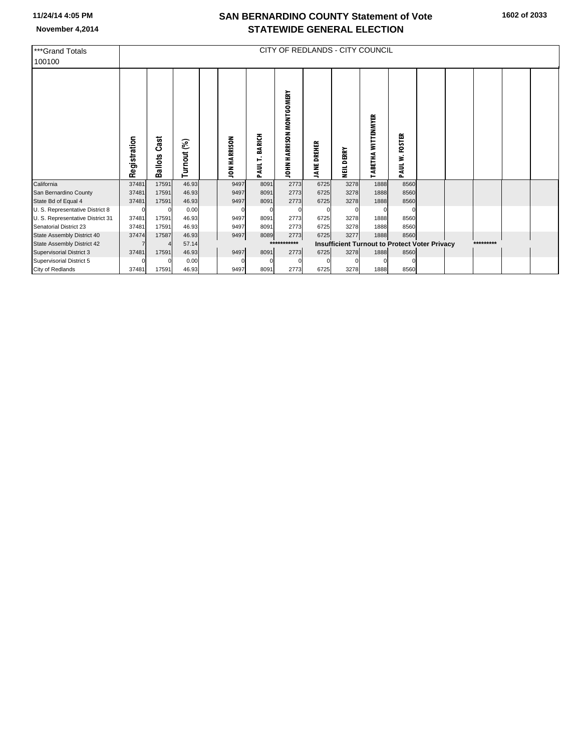# SAN BERNARDINO COUNTY Statement of Vote
## STATEWIDE GENERAL ELECTION

November 4,2014

| ***Grand Totals 100100 | CITY OF REDLANDS - CITY COUNCIL | | | | | | | | | | | | | | | |
|---|---|---|---|---|---|---|---|---|---|---|---|---|---|---|---|---|
| | Registration | Ballots Cast | Turnout (%) | | JON HARRISON | PAUL T. BARICH | JOHN HARRISON MONTGOMERY | JANE DREHER | NEIL DERRY | TABETHA WITTENMYER | PAUL W. FOSTER | | | | | |
| California | 37481 | 17591 | 46.93 | | 9497 | 8091 | 2773 | 6725 | 3278 | 1888 | 8560 | | | | | |
| San Bernardino County | 37481 | 17591 | 46.93 | | 9497 | 8091 | 2773 | 6725 | 3278 | 1888 | 8560 | | | | | |
| State Bd of Equal 4 | 37481 | 17591 | 46.93 | | 9497 | 8091 | 2773 | 6725 | 3278 | 1888 | 8560 | | | | | |
| U. S. Representative District 8 | 0 | 0 | 0.00 | | 0 | 0 | 0 | 0 | 0 | 0 | 0 | | | | | |
| U. S. Representative District 31 | 37481 | 17591 | 46.93 | | 9497 | 8091 | 2773 | 6725 | 3278 | 1888 | 8560 | | | | | |
| Senatorial District 23 | 37481 | 17591 | 46.93 | | 9497 | 8091 | 2773 | 6725 | 3278 | 1888 | 8560 | | | | | |
| State Assembly District 40 | 37474 | 17587 | 46.93 | | 9497 | 8089 | 2773 | 6725 | 3277 | 1888 | 8560 | | | | | |
| State Assembly District 42 | 7 | 4 | 57.14 | | | | *********** | **Insufficient Turnout to Protect Voter Privacy** | | | | | | ********* | | |
| Supervisorial District 3 | 37481 | 17591 | 46.93 | | 9497 | 8091 | 2773 | 6725 | 3278 | 1888 | 8560 | | | | | |
| Supervisorial District 5 | 0 | 0 | 0.00 | | 0 | 0 | 0 | 0 | 0 | 0 | 0 | | | | | |
| City of Redlands | 37481 | 17591 | 46.93 | | 9497 | 8091 | 2773 | 6725 | 3278 | 1888 | 8560 | | | | | |